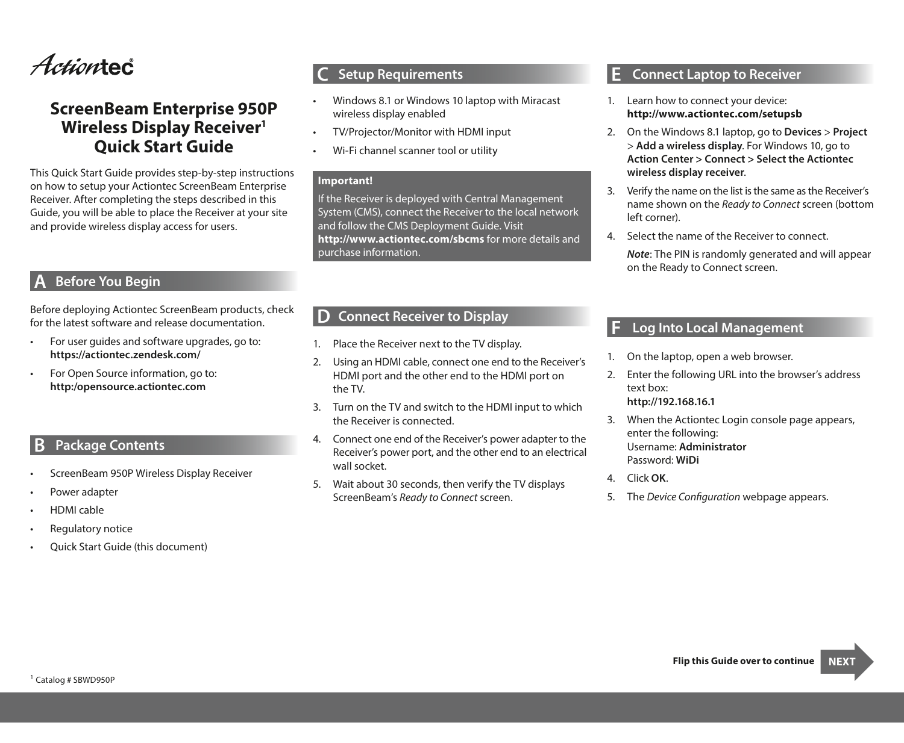Actiontec

# ScreenBeam Enterprise 950P Wireless Display Receiver[1] Quick Start Guide

This Quick Start Guide provides step-by-step instructions on how to setup your Actiontec ScreenBeam Enterprise Receiver. After completing the steps described in this Guide, you will be able to place the Receiver at your site and provide wireless display access for users.

## A Before You Begin

Before deploying Actiontec ScreenBeam products, check for the latest software and release documentation.

- For user guides and software upgrades, go to: **https://actiontec.zendesk.com/**
- For Open Source information, go to: **http:/opensource.actiontec.com**

## B Package Contents

- ScreenBeam 950P Wireless Display Receiver
- Power adapter
- HDMI cable
- Regulatory notice
- Quick Start Guide (this document)

[1] Catalog # SBWD950P

## C Setup Requirements

- Windows 8.1 or Windows 10 laptop with Miracast wireless display enabled
- TV/Projector/Monitor with HDMI input
- Wi-Fi channel scanner tool or utility

**Important!**

If the Receiver is deployed with Central Management System (CMS), connect the Receiver to the local network and follow the CMS Deployment Guide. Visit **http://www.actiontec.com/sbcms** for more details and purchase information.

## D Connect Receiver to Display

1. Place the Receiver next to the TV display.
2. Using an HDMI cable, connect one end to the Receiver's HDMI port and the other end to the HDMI port on the TV.
3. Turn on the TV and switch to the HDMI input to which the Receiver is connected.
4. Connect one end of the Receiver's power adapter to the Receiver's power port, and the other end to an electrical wall socket.
5. Wait about 30 seconds, then verify the TV displays ScreenBeam's *Ready to Connect* screen.

## E Connect Laptop to Receiver

1. Learn how to connect your device: **http://www.actiontec.com/setupsb**
2. On the Windows 8.1 laptop, go to **Devices** > **Project** > **Add a wireless display**. For Windows 10, go to **Action Center > Connect > Select the Actiontec wireless display receiver**.
3. Verify the name on the list is the same as the Receiver's name shown on the *Ready to Connect* screen (bottom left corner).
4. Select the name of the Receiver to connect.

   ***Note***: The PIN is randomly generated and will appear on the Ready to Connect screen.

## F Log Into Local Management

1. On the laptop, open a web browser.
2. Enter the following URL into the browser's address text box:
   **http://192.168.16.1**
3. When the Actiontec Login console page appears, enter the following:
   Username: **Administrator**
   Password: **WiDi**
4. Click **OK**.
5. The *Device Configuration* webpage appears.

**Flip this Guide over to continue** NEXT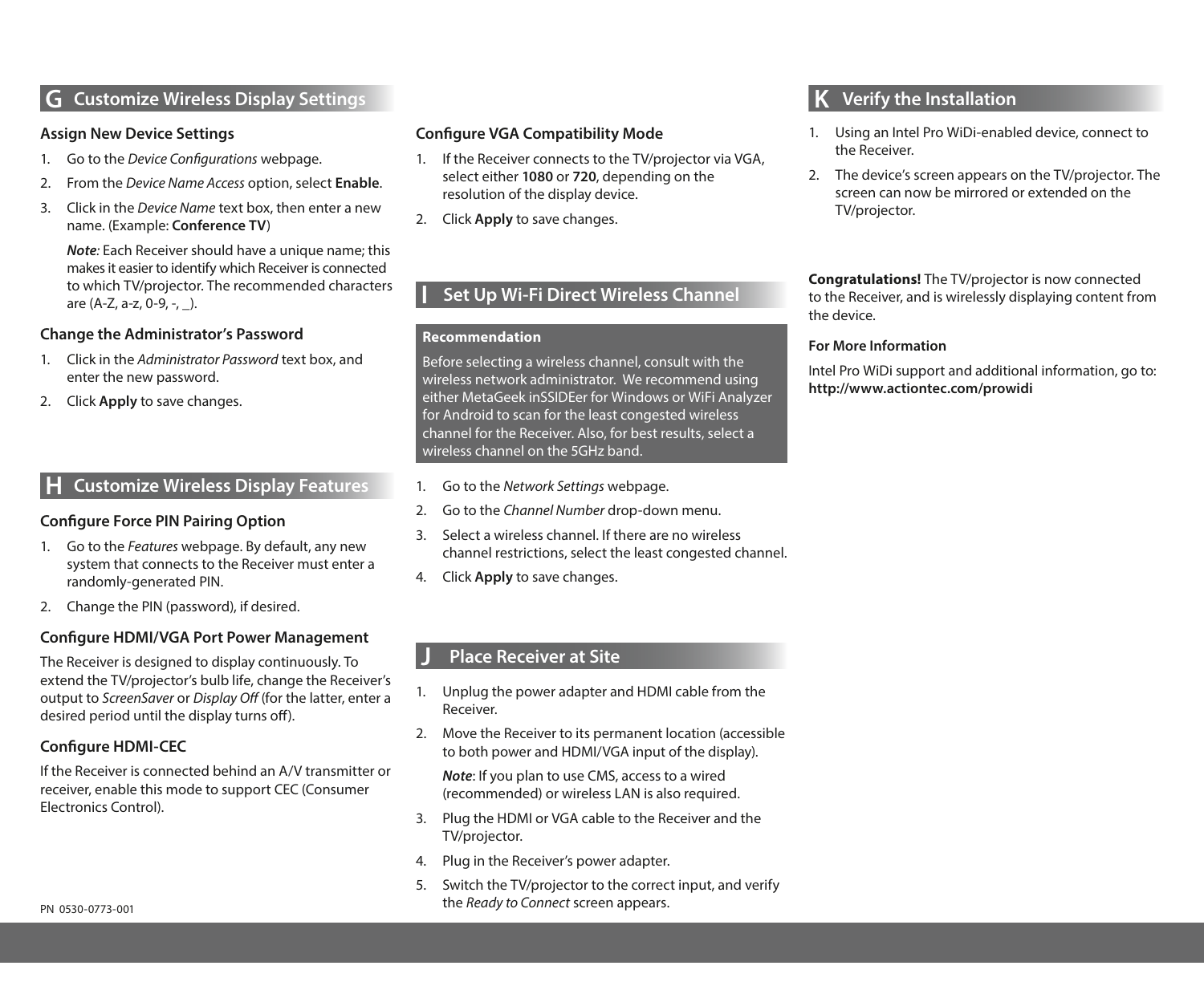## G Customize Wireless Display Settings

### Assign New Device Settings

1. Go to the *Device Configurations* webpage.
2. From the *Device Name Access* option, select **Enable**.
3. Click in the *Device Name* text box, then enter a new name. (Example: **Conference TV**)

   ***Note:*** Each Receiver should have a unique name; this makes it easier to identify which Receiver is connected to which TV/projector. The recommended characters are (A-Z, a-z, 0-9, -, _).

### Change the Administrator's Password

1. Click in the *Administrator Password* text box, and enter the new password.
2. Click **Apply** to save changes.

## H Customize Wireless Display Features

### Configure Force PIN Pairing Option

1. Go to the *Features* webpage. By default, any new system that connects to the Receiver must enter a randomly-generated PIN.
2. Change the PIN (password), if desired.

### Configure HDMI/VGA Port Power Management

The Receiver is designed to display continuously. To extend the TV/projector's bulb life, change the Receiver's output to *ScreenSaver* or *Display Off* (for the latter, enter a desired period until the display turns off).

### Configure HDMI-CEC

If the Receiver is connected behind an A/V transmitter or receiver, enable this mode to support CEC (Consumer Electronics Control).

### Configure VGA Compatibility Mode

1. If the Receiver connects to the TV/projector via VGA, select either **1080** or **720**, depending on the resolution of the display device.
2. Click **Apply** to save changes.

## I Set Up Wi-Fi Direct Wireless Channel

**Recommendation**

Before selecting a wireless channel, consult with the wireless network administrator. We recommend using either MetaGeek inSSIDEer for Windows or WiFi Analyzer for Android to scan for the least congested wireless channel for the Receiver. Also, for best results, select a wireless channel on the 5GHz band.

1. Go to the *Network Settings* webpage.
2. Go to the *Channel Number* drop-down menu.
3. Select a wireless channel. If there are no wireless channel restrictions, select the least congested channel.
4. Click **Apply** to save changes.

## J Place Receiver at Site

1. Unplug the power adapter and HDMI cable from the Receiver.
2. Move the Receiver to its permanent location (accessible to both power and HDMI/VGA input of the display).

   ***Note***: If you plan to use CMS, access to a wired (recommended) or wireless LAN is also required.
3. Plug the HDMI or VGA cable to the Receiver and the TV/projector.
4. Plug in the Receiver's power adapter.
5. Switch the TV/projector to the correct input, and verify the *Ready to Connect* screen appears.

## K Verify the Installation

1. Using an Intel Pro WiDi-enabled device, connect to the Receiver.
2. The device's screen appears on the TV/projector. The screen can now be mirrored or extended on the TV/projector.

**Congratulations!** The TV/projector is now connected to the Receiver, and is wirelessly displaying content from the device.

**For More Information**

Intel Pro WiDi support and additional information, go to: **http://www.actiontec.com/prowidi**

PN 0530-0773-001